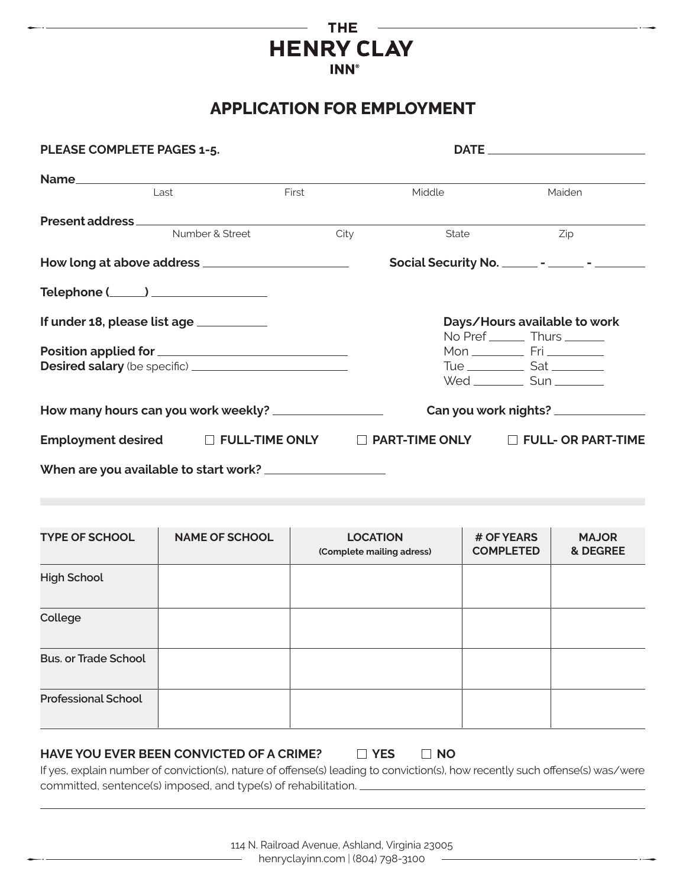# THE HENRY CLAY INN®

## APPLICATION FOR EMPLOYMENT

**PLEASE COMPLETE PAGES 1-5.** **DATE** ____________________

**Name** ______________________________________________________________
Last First Middle Maiden

**Present address** ______________________________________________________
Number & Street City State Zip

**How long at above address** ____________________ **Social Security No.** _____ - _____ - _______

**Telephone (_____)** ________________

**If under 18, please list age** __________

**Position applied for** ________________________
**Desired salary** (be specific) ____________________

**Days/Hours available to work**
No Pref ______ Thurs ______
Mon ________ Fri ________
Tue ________ Sat ________
Wed ________ Sun ________

**How many hours can you work weekly?** ______________ **Can you work nights?** ____________

**Employment desired** ☐ **FULL-TIME ONLY** ☐ **PART-TIME ONLY** ☐ **FULL- OR PART-TIME**

**When are you available to start work?** ________________

| TYPE OF SCHOOL | NAME OF SCHOOL | LOCATION (Complete mailing adress) | # OF YEARS COMPLETED | MAJOR & DEGREE |
|---|---|---|---|---|
| High School | | | | |
| College | | | | |
| Bus. or Trade School | | | | |
| Professional School | | | | |

**HAVE YOU EVER BEEN CONVICTED OF A CRIME?** ☐ **YES** ☐ **NO**

If yes, explain number of conviction(s), nature of offense(s) leading to conviction(s), how recently such offense(s) was/were committed, sentence(s) imposed, and type(s) of rehabilitation. ________________________________

______________________________________________________________________

114 N. Railroad Avenue, Ashland, Virginia 23005
henryclayinn.com | (804) 798-3100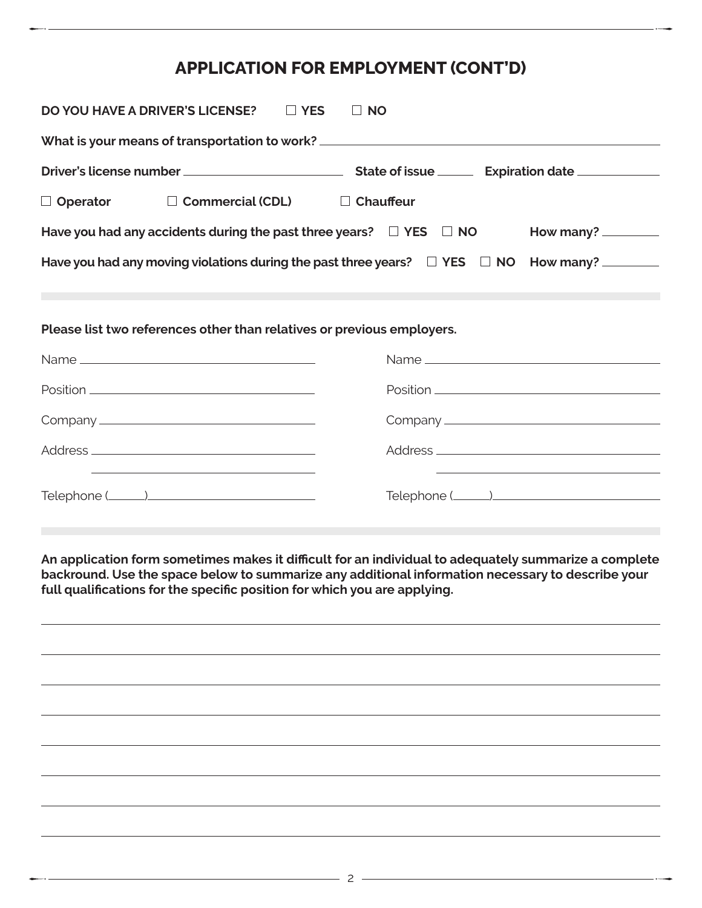# APPLICATION FOR EMPLOYMENT (CONT'D)

**DO YOU HAVE A DRIVER'S LICENSE?** ☐ **YES** ☐ **NO**

**What is your means of transportation to work?** ______________________________

**Driver's license number** ____________________ **State of issue** ______ **Expiration date** __________

☐ **Operator** ☐ **Commercial (CDL)** ☐ **Chauffeur**

**Have you had any accidents during the past three years?** ☐ **YES** ☐ **NO** **How many?** ________

**Have you had any moving violations during the past three years?** ☐ **YES** ☐ **NO** **How many?** ________

**Please list two references other than relatives or previous employers.**

| Reference 1 | Reference 2 |
|---|---|
| Name ____________________ | Name ____________________ |
| Position ____________________ | Position ____________________ |
| Company ____________________ | Company ____________________ |
| Address ____________________ | Address ____________________ |
| Telephone (______)__________ | Telephone (______)__________ |

**An application form sometimes makes it difficult for an individual to adequately summarize a complete backround. Use the space below to summarize any additional information necessary to describe your full qualifications for the specific position for which you are applying.**

______________________________________________________________________

______________________________________________________________________

______________________________________________________________________

______________________________________________________________________

______________________________________________________________________

______________________________________________________________________

______________________________________________________________________

______________________________________________________________________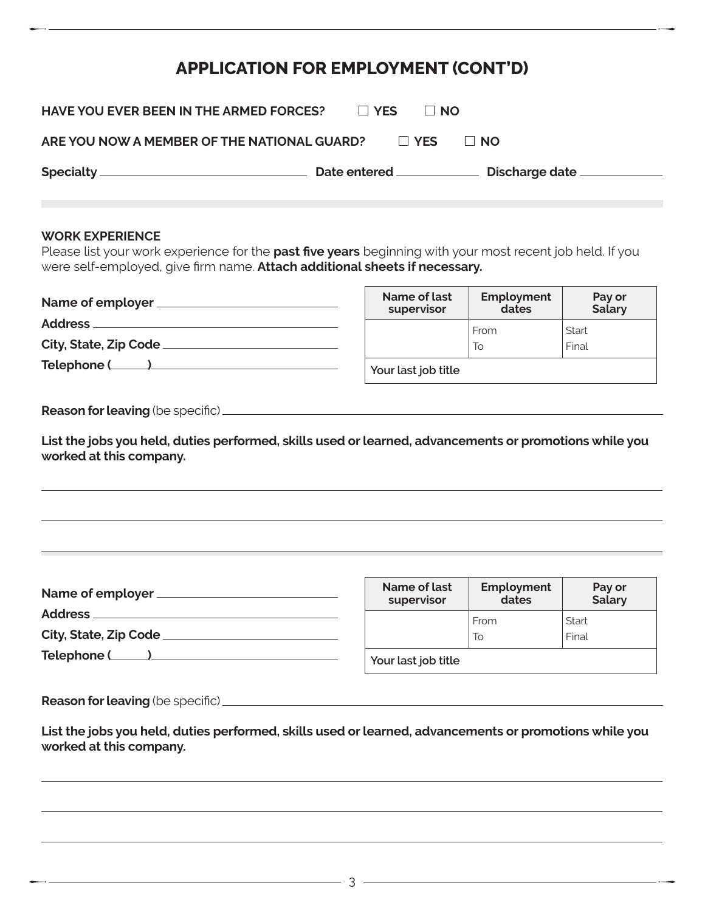# APPLICATION FOR EMPLOYMENT (CONT'D)

**HAVE YOU EVER BEEN IN THE ARMED FORCES?** ☐ **YES** ☐ **NO**

**ARE YOU NOW A MEMBER OF THE NATIONAL GUARD?** ☐ **YES** ☐ **NO**

**Specialty** \_\_\_\_\_\_\_\_\_\_\_\_\_\_\_\_\_\_\_\_ **Date entered** \_\_\_\_\_\_\_\_\_\_ **Discharge date** \_\_\_\_\_\_\_\_\_\_

**WORK EXPERIENCE**

Please list your work experience for the **past five years** beginning with your most recent job held. If you were self-employed, give firm name. **Attach additional sheets if necessary.**

**Name of employer** \_\_\_\_\_\_\_\_\_\_\_\_\_\_\_\_\_\_\_\_

**Address** \_\_\_\_\_\_\_\_\_\_\_\_\_\_\_\_\_\_\_\_

**City, State, Zip Code** \_\_\_\_\_\_\_\_\_\_\_\_\_\_\_\_\_\_\_\_

**Telephone (\_\_\_\_\_)** \_\_\_\_\_\_\_\_\_\_\_\_\_\_\_\_\_\_\_\_

| Name of last supervisor | Employment dates | Pay or Salary |
|---|---|---|
| | From<br>To | Start<br>Final |
| Your last job title | | |

**Reason for leaving** (be specific) \_\_\_\_\_\_\_\_\_\_\_\_\_\_\_\_\_\_\_\_

**List the jobs you held, duties performed, skills used or learned, advancements or promotions while you worked at this company.**

\_\_\_\_\_\_\_\_\_\_\_\_\_\_\_\_\_\_\_\_

\_\_\_\_\_\_\_\_\_\_\_\_\_\_\_\_\_\_\_\_

\_\_\_\_\_\_\_\_\_\_\_\_\_\_\_\_\_\_\_\_

**Name of employer** \_\_\_\_\_\_\_\_\_\_\_\_\_\_\_\_\_\_\_\_

**Address** \_\_\_\_\_\_\_\_\_\_\_\_\_\_\_\_\_\_\_\_

**City, State, Zip Code** \_\_\_\_\_\_\_\_\_\_\_\_\_\_\_\_\_\_\_\_

**Telephone (\_\_\_\_\_)** \_\_\_\_\_\_\_\_\_\_\_\_\_\_\_\_\_\_\_\_

| Name of last supervisor | Employment dates | Pay or Salary |
|---|---|---|
| | From<br>To | Start<br>Final |
| Your last job title | | |

**Reason for leaving** (be specific) \_\_\_\_\_\_\_\_\_\_\_\_\_\_\_\_\_\_\_\_

**List the jobs you held, duties performed, skills used or learned, advancements or promotions while you worked at this company.**

\_\_\_\_\_\_\_\_\_\_\_\_\_\_\_\_\_\_\_\_

\_\_\_\_\_\_\_\_\_\_\_\_\_\_\_\_\_\_\_\_

\_\_\_\_\_\_\_\_\_\_\_\_\_\_\_\_\_\_\_\_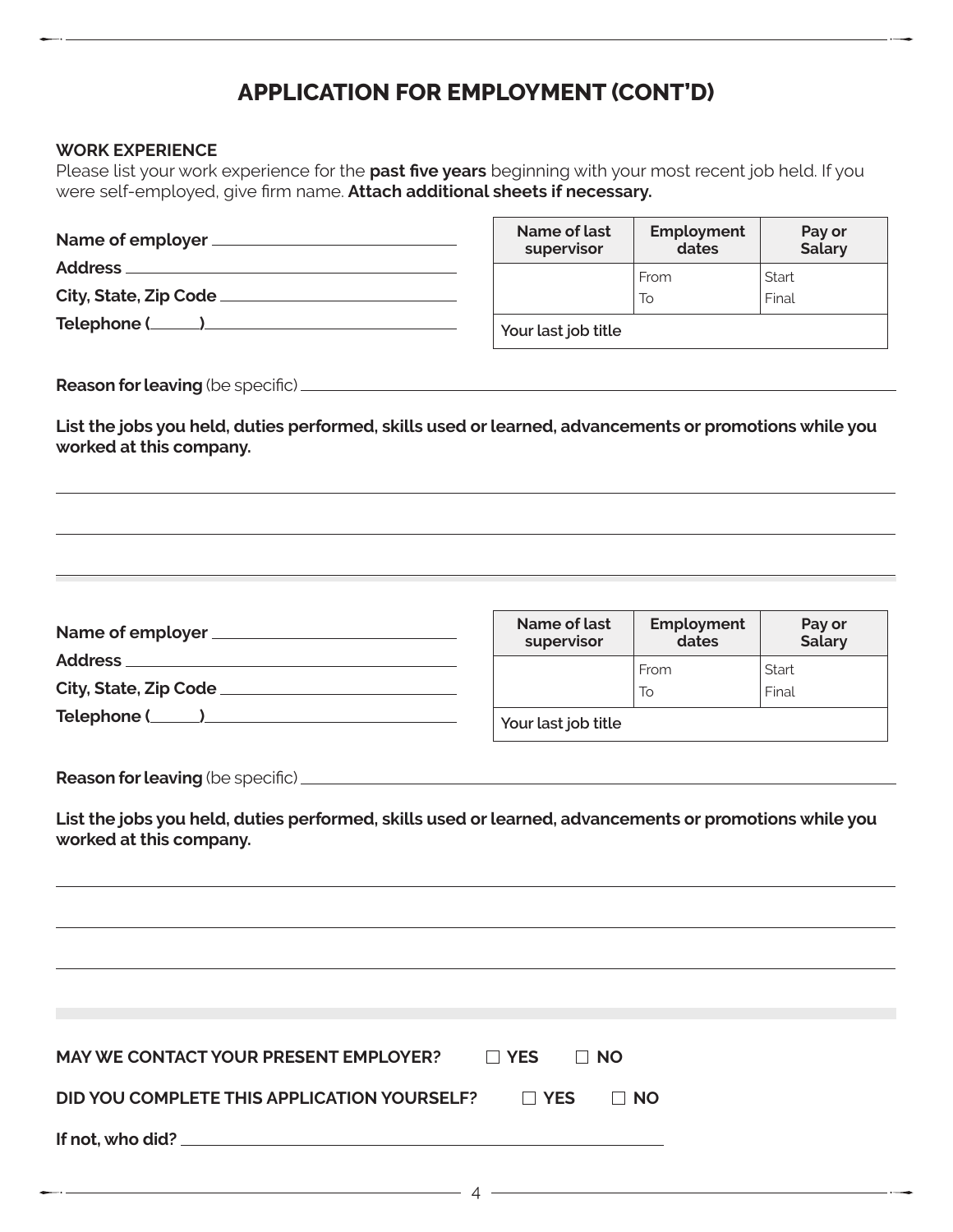# APPLICATION FOR EMPLOYMENT (CONT'D)

**WORK EXPERIENCE**

Please list your work experience for the **past five years** beginning with your most recent job held. If you were self-employed, give firm name. **Attach additional sheets if necessary.**

**Name of employer** \_\_\_\_\_\_\_\_\_\_\_\_\_\_\_\_\_\_\_\_\_\_\_\_\_\_\_\_

**Address** \_\_\_\_\_\_\_\_\_\_\_\_\_\_\_\_\_\_\_\_\_\_\_\_\_\_\_\_

**City, State, Zip Code** \_\_\_\_\_\_\_\_\_\_\_\_\_\_\_\_\_\_\_\_\_\_\_\_\_\_\_\_

**Telephone (\_\_\_\_\_\_)** \_\_\_\_\_\_\_\_\_\_\_\_\_\_\_\_\_\_\_\_\_\_\_\_\_\_\_\_

| Name of last supervisor | Employment dates | Pay or Salary |
|---|---|---|
| | From | Start |
| | To | Final |
| Your last job title | | |

**Reason for leaving** (be specific) \_\_\_\_\_\_\_\_\_\_\_\_\_\_\_\_\_\_\_\_\_\_\_\_\_\_\_\_

**List the jobs you held, duties performed, skills used or learned, advancements or promotions while you worked at this company.**

\_\_\_\_\_\_\_\_\_\_\_\_\_\_\_\_\_\_\_\_\_\_\_\_\_\_\_\_\_\_\_\_\_\_\_\_\_\_\_\_\_\_\_\_\_\_\_\_\_\_\_\_\_\_\_\_

\_\_\_\_\_\_\_\_\_\_\_\_\_\_\_\_\_\_\_\_\_\_\_\_\_\_\_\_\_\_\_\_\_\_\_\_\_\_\_\_\_\_\_\_\_\_\_\_\_\_\_\_\_\_\_\_

\_\_\_\_\_\_\_\_\_\_\_\_\_\_\_\_\_\_\_\_\_\_\_\_\_\_\_\_\_\_\_\_\_\_\_\_\_\_\_\_\_\_\_\_\_\_\_\_\_\_\_\_\_\_\_\_

**Name of employer** \_\_\_\_\_\_\_\_\_\_\_\_\_\_\_\_\_\_\_\_\_\_\_\_\_\_\_\_

**Address** \_\_\_\_\_\_\_\_\_\_\_\_\_\_\_\_\_\_\_\_\_\_\_\_\_\_\_\_

**City, State, Zip Code** \_\_\_\_\_\_\_\_\_\_\_\_\_\_\_\_\_\_\_\_\_\_\_\_\_\_\_\_

**Telephone (\_\_\_\_\_\_)** \_\_\_\_\_\_\_\_\_\_\_\_\_\_\_\_\_\_\_\_\_\_\_\_\_\_\_\_

| Name of last supervisor | Employment dates | Pay or Salary |
|---|---|---|
| | From | Start |
| | To | Final |
| Your last job title | | |

**Reason for leaving** (be specific) \_\_\_\_\_\_\_\_\_\_\_\_\_\_\_\_\_\_\_\_\_\_\_\_\_\_\_\_

**List the jobs you held, duties performed, skills used or learned, advancements or promotions while you worked at this company.**

\_\_\_\_\_\_\_\_\_\_\_\_\_\_\_\_\_\_\_\_\_\_\_\_\_\_\_\_\_\_\_\_\_\_\_\_\_\_\_\_\_\_\_\_\_\_\_\_\_\_\_\_\_\_\_\_

\_\_\_\_\_\_\_\_\_\_\_\_\_\_\_\_\_\_\_\_\_\_\_\_\_\_\_\_\_\_\_\_\_\_\_\_\_\_\_\_\_\_\_\_\_\_\_\_\_\_\_\_\_\_\_\_

\_\_\_\_\_\_\_\_\_\_\_\_\_\_\_\_\_\_\_\_\_\_\_\_\_\_\_\_\_\_\_\_\_\_\_\_\_\_\_\_\_\_\_\_\_\_\_\_\_\_\_\_\_\_\_\_

**MAY WE CONTACT YOUR PRESENT EMPLOYER?** ☐ **YES** ☐ **NO**

**DID YOU COMPLETE THIS APPLICATION YOURSELF?** ☐ **YES** ☐ **NO**

**If not, who did?** \_\_\_\_\_\_\_\_\_\_\_\_\_\_\_\_\_\_\_\_\_\_\_\_\_\_\_\_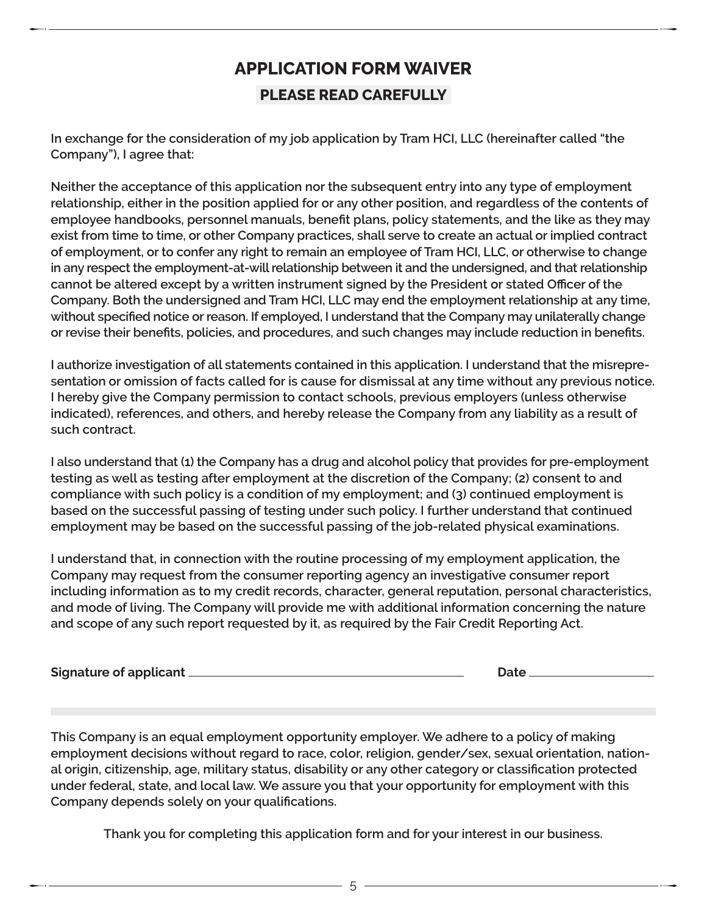# APPLICATION FORM WAIVER

## PLEASE READ CAREFULLY

**In exchange for the consideration of my job application by Tram HCI, LLC (hereinafter called "the Company"), I agree that:**

**Neither the acceptance of this application nor the subsequent entry into any type of employment relationship, either in the position applied for or any other position, and regardless of the contents of employee handbooks, personnel manuals, benefit plans, policy statements, and the like as they may exist from time to time, or other Company practices, shall serve to create an actual or implied contract of employment, or to confer any right to remain an employee of Tram HCI, LLC, or otherwise to change in any respect the employment-at-will relationship between it and the undersigned, and that relationship cannot be altered except by a written instrument signed by the President or stated Officer of the Company. Both the undersigned and Tram HCI, LLC may end the employment relationship at any time, without specified notice or reason. If employed, I understand that the Company may unilaterally change or revise their benefits, policies, and procedures, and such changes may include reduction in benefits.**

**I authorize investigation of all statements contained in this application. I understand that the misrepresentation or omission of facts called for is cause for dismissal at any time without any previous notice. I hereby give the Company permission to contact schools, previous employers (unless otherwise indicated), references, and others, and hereby release the Company from any liability as a result of such contract.**

**I also understand that (1) the Company has a drug and alcohol policy that provides for pre-employment testing as well as testing after employment at the discretion of the Company; (2) consent to and compliance with such policy is a condition of my employment; and (3) continued employment is based on the successful passing of testing under such policy. I further understand that continued employment may be based on the successful passing of the job-related physical examinations.**

**I understand that, in connection with the routine processing of my employment application, the Company may request from the consumer reporting agency an investigative consumer report including information as to my credit records, character, general reputation, personal characteristics, and mode of living. The Company will provide me with additional information concerning the nature and scope of any such report requested by it, as required by the Fair Credit Reporting Act.**

**Signature of applicant** ______________________________ **Date** ____________

**This Company is an equal employment opportunity employer. We adhere to a policy of making employment decisions without regard to race, color, religion, gender/sex, sexual orientation, national origin, citizenship, age, military status, disability or any other category or classification protected under federal, state, and local law. We assure you that your opportunity for employment with this Company depends solely on your qualifications.**

**Thank you for completing this application form and for your interest in our business.**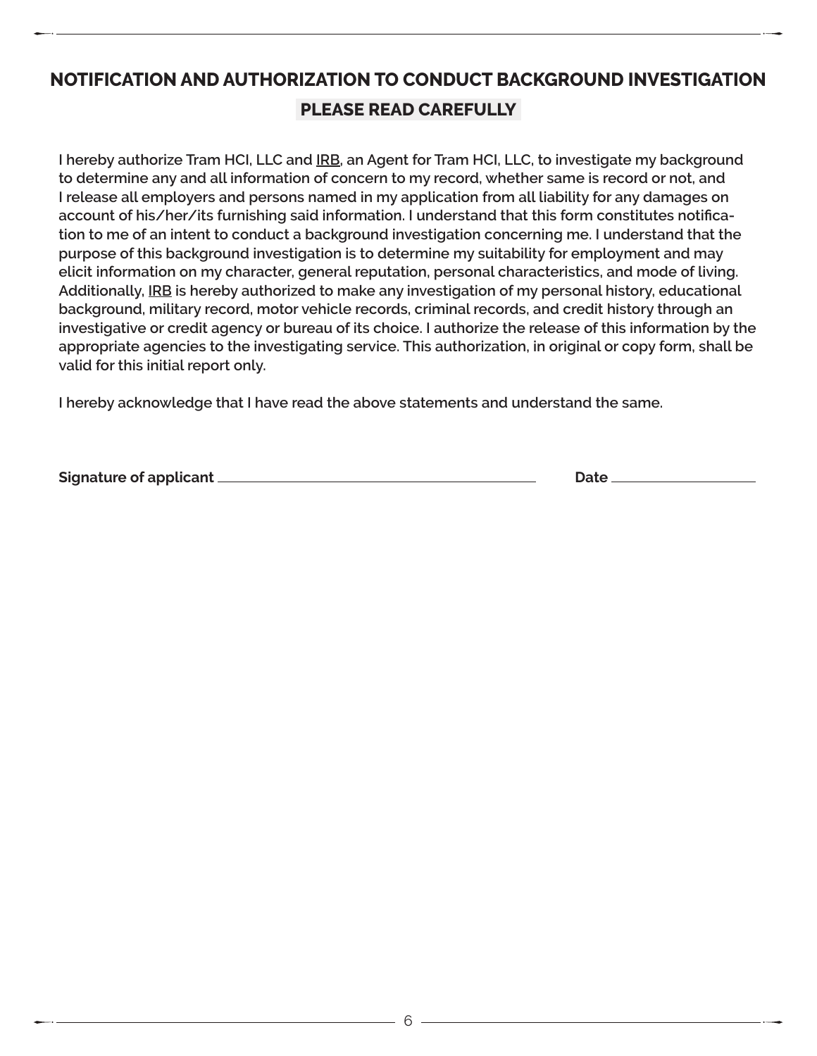## NOTIFICATION AND AUTHORIZATION TO CONDUCT BACKGROUND INVESTIGATION

### PLEASE READ CAREFULLY

**I hereby authorize Tram HCI, LLC and IRB, an Agent for Tram HCI, LLC, to investigate my background to determine any and all information of concern to my record, whether same is record or not, and I release all employers and persons named in my application from all liability for any damages on account of his/her/its furnishing said information. I understand that this form constitutes notification to me of an intent to conduct a background investigation concerning me. I understand that the purpose of this background investigation is to determine my suitability for employment and may elicit information on my character, general reputation, personal characteristics, and mode of living. Additionally, IRB is hereby authorized to make any investigation of my personal history, educational background, military record, motor vehicle records, criminal records, and credit history through an investigative or credit agency or bureau of its choice. I authorize the release of this information by the appropriate agencies to the investigating service. This authorization, in original or copy form, shall be valid for this initial report only.**

**I hereby acknowledge that I have read the above statements and understand the same.**

**Signature of applicant** ______________________________ **Date** ____________________